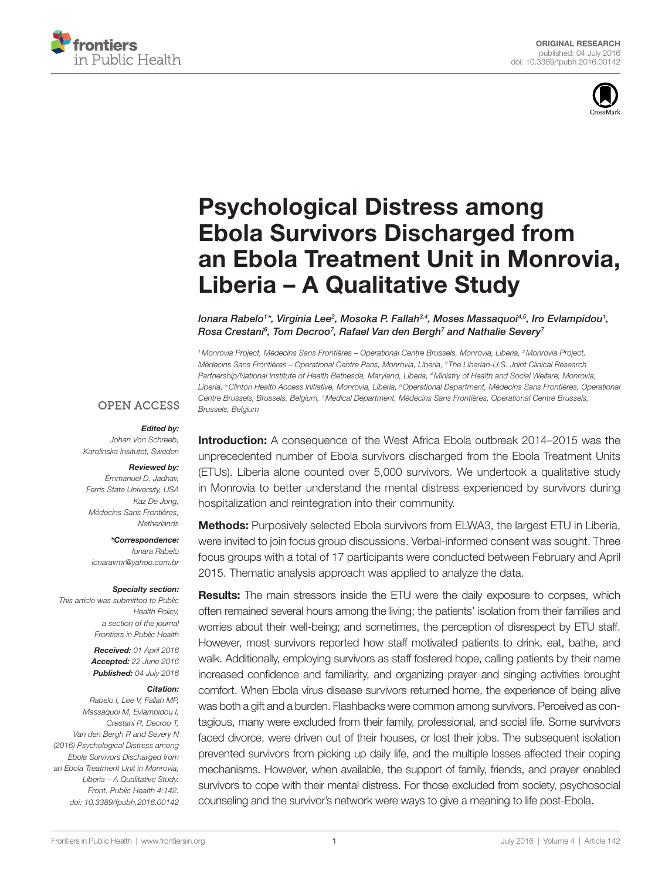ORIGINAL RESEARCH
published: 04 July 2016
doi: 10.3389/fpubh.2016.00142

# Psychological Distress among Ebola Survivors Discharged from an Ebola Treatment Unit in Monrovia, Liberia – A Qualitative Study

*Ionara Rabelo[1]*, Virginia Lee[2], Mosoka P. Fallah[3,4], Moses Massaquoi[4,5], Iro Evlampidou[1], Rosa Crestani[6], Tom Decroo[7], Rafael Van den Bergh[7] and Nathalie Severy[7]*

[1] Monrovia Project, Médecins Sans Frontières – Operational Centre Brussels, Monrovia, Liberia, [2] Monrovia Project, Médecins Sans Frontières – Operational Centre Paris, Monrovia, Liberia, [3] The Liberian-U.S. Joint Clinical Research Partnership/National Institute of Health Bethesda, Maryland, Liberia, [4] Ministry of Health and Social Welfare, Monrovia, Liberia, [5] Clinton Health Access Initiative, Monrovia, Liberia, [6] Operational Department, Médecins Sans Frontières, Operational Centre Brussels, Brussels, Belgium, [7] Medical Department, Médecins Sans Frontières, Operational Centre Brussels, Brussels, Belgium

OPEN ACCESS

***Edited by:***
*Johan Von Schreeb, Karolinska Insitutet, Sweden*

***Reviewed by:***
*Emmanuel D. Jadhav, Ferris State University, USA*
*Kaz De Jong, Médecins Sans Frontières, Netherlands*

***\*Correspondence:***
*Ionara Rabelo*
*ionaravmr@yahoo.com.br*

***Specialty section:***
*This article was submitted to Public Health Policy, a section of the journal Frontiers in Public Health*

***Received:*** *01 April 2016*
***Accepted:*** *22 June 2016*
***Published:*** *04 July 2016*

***Citation:***
*Rabelo I, Lee V, Fallah MP, Massaquoi M, Evlampidou I, Crestani R, Decroo T, Van den Bergh R and Severy N (2016) Psychological Distress among Ebola Survivors Discharged from an Ebola Treatment Unit in Monrovia, Liberia – A Qualitative Study. Front. Public Health 4:142. doi: 10.3389/fpubh.2016.00142*

**Introduction:** A consequence of the West Africa Ebola outbreak 2014–2015 was the unprecedented number of Ebola survivors discharged from the Ebola Treatment Units (ETUs). Liberia alone counted over 5,000 survivors. We undertook a qualitative study in Monrovia to better understand the mental distress experienced by survivors during hospitalization and reintegration into their community.

**Methods:** Purposively selected Ebola survivors from ELWA3, the largest ETU in Liberia, were invited to join focus group discussions. Verbal-informed consent was sought. Three focus groups with a total of 17 participants were conducted between February and April 2015. Thematic analysis approach was applied to analyze the data.

**Results:** The main stressors inside the ETU were the daily exposure to corpses, which often remained several hours among the living; the patients' isolation from their families and worries about their well-being; and sometimes, the perception of disrespect by ETU staff. However, most survivors reported how staff motivated patients to drink, eat, bathe, and walk. Additionally, employing survivors as staff fostered hope, calling patients by their name increased confidence and familiarity, and organizing prayer and singing activities brought comfort. When Ebola virus disease survivors returned home, the experience of being alive was both a gift and a burden. Flashbacks were common among survivors. Perceived as contagious, many were excluded from their family, professional, and social life. Some survivors faced divorce, were driven out of their houses, or lost their jobs. The subsequent isolation prevented survivors from picking up daily life, and the multiple losses affected their coping mechanisms. However, when available, the support of family, friends, and prayer enabled survivors to cope with their mental distress. For those excluded from society, psychosocial counseling and the survivor's network were ways to give a meaning to life post-Ebola.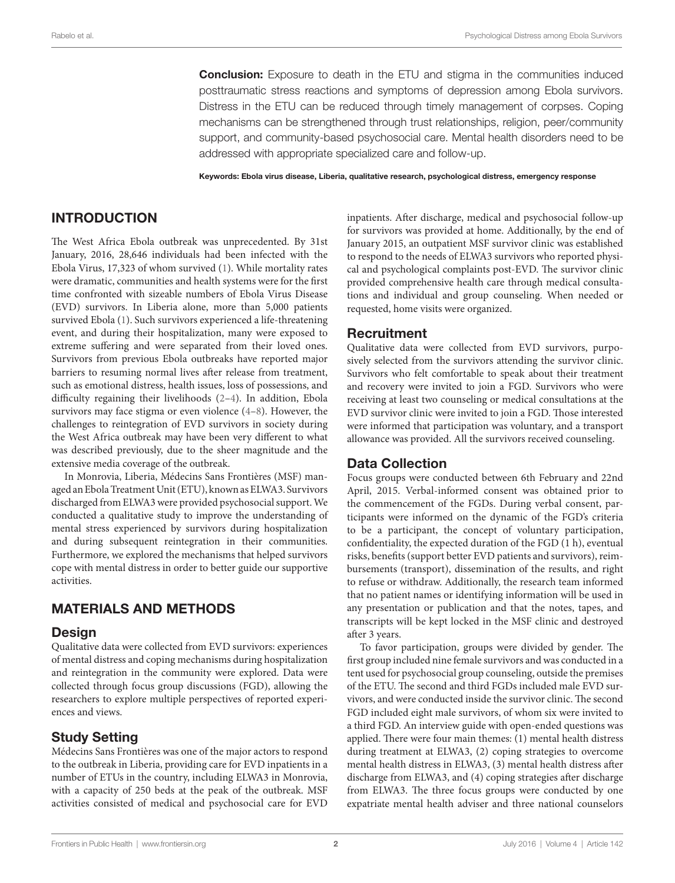**Conclusion:** Exposure to death in the ETU and stigma in the communities induced posttraumatic stress reactions and symptoms of depression among Ebola survivors. Distress in the ETU can be reduced through timely management of corpses. Coping mechanisms can be strengthened through trust relationships, religion, peer/community support, and community-based psychosocial care. Mental health disorders need to be addressed with appropriate specialized care and follow-up.

**Keywords: Ebola virus disease, Liberia, qualitative research, psychological distress, emergency response**

## INTRODUCTION

The West Africa Ebola outbreak was unprecedented. By 31st January, 2016, 28,646 individuals had been infected with the Ebola Virus, 17,323 of whom survived (1). While mortality rates were dramatic, communities and health systems were for the first time confronted with sizeable numbers of Ebola Virus Disease (EVD) survivors. In Liberia alone, more than 5,000 patients survived Ebola (1). Such survivors experienced a life-threatening event, and during their hospitalization, many were exposed to extreme suffering and were separated from their loved ones. Survivors from previous Ebola outbreaks have reported major barriers to resuming normal lives after release from treatment, such as emotional distress, health issues, loss of possessions, and difficulty regaining their livelihoods (2–4). In addition, Ebola survivors may face stigma or even violence (4–8). However, the challenges to reintegration of EVD survivors in society during the West Africa outbreak may have been very different to what was described previously, due to the sheer magnitude and the extensive media coverage of the outbreak.

In Monrovia, Liberia, Médecins Sans Frontières (MSF) managed an Ebola Treatment Unit (ETU), known as ELWA3. Survivors discharged from ELWA3 were provided psychosocial support. We conducted a qualitative study to improve the understanding of mental stress experienced by survivors during hospitalization and during subsequent reintegration in their communities. Furthermore, we explored the mechanisms that helped survivors cope with mental distress in order to better guide our supportive activities.

## MATERIALS AND METHODS

### Design

Qualitative data were collected from EVD survivors: experiences of mental distress and coping mechanisms during hospitalization and reintegration in the community were explored. Data were collected through focus group discussions (FGD), allowing the researchers to explore multiple perspectives of reported experiences and views.

### Study Setting

Médecins Sans Frontières was one of the major actors to respond to the outbreak in Liberia, providing care for EVD inpatients in a number of ETUs in the country, including ELWA3 in Monrovia, with a capacity of 250 beds at the peak of the outbreak. MSF activities consisted of medical and psychosocial care for EVD inpatients. After discharge, medical and psychosocial follow-up for survivors was provided at home. Additionally, by the end of January 2015, an outpatient MSF survivor clinic was established to respond to the needs of ELWA3 survivors who reported physical and psychological complaints post-EVD. The survivor clinic provided comprehensive health care through medical consultations and individual and group counseling. When needed or requested, home visits were organized.

### Recruitment

Qualitative data were collected from EVD survivors, purposively selected from the survivors attending the survivor clinic. Survivors who felt comfortable to speak about their treatment and recovery were invited to join a FGD. Survivors who were receiving at least two counseling or medical consultations at the EVD survivor clinic were invited to join a FGD. Those interested were informed that participation was voluntary, and a transport allowance was provided. All the survivors received counseling.

### Data Collection

Focus groups were conducted between 6th February and 22nd April, 2015. Verbal-informed consent was obtained prior to the commencement of the FGDs. During verbal consent, participants were informed on the dynamic of the FGD's criteria to be a participant, the concept of voluntary participation, confidentiality, the expected duration of the FGD (1 h), eventual risks, benefits (support better EVD patients and survivors), reimbursements (transport), dissemination of the results, and right to refuse or withdraw. Additionally, the research team informed that no patient names or identifying information will be used in any presentation or publication and that the notes, tapes, and transcripts will be kept locked in the MSF clinic and destroyed after 3 years.

To favor participation, groups were divided by gender. The first group included nine female survivors and was conducted in a tent used for psychosocial group counseling, outside the premises of the ETU. The second and third FGDs included male EVD survivors, and were conducted inside the survivor clinic. The second FGD included eight male survivors, of whom six were invited to a third FGD. An interview guide with open-ended questions was applied. There were four main themes: (1) mental health distress during treatment at ELWA3, (2) coping strategies to overcome mental health distress in ELWA3, (3) mental health distress after discharge from ELWA3, and (4) coping strategies after discharge from ELWA3. The three focus groups were conducted by one expatriate mental health adviser and three national counselors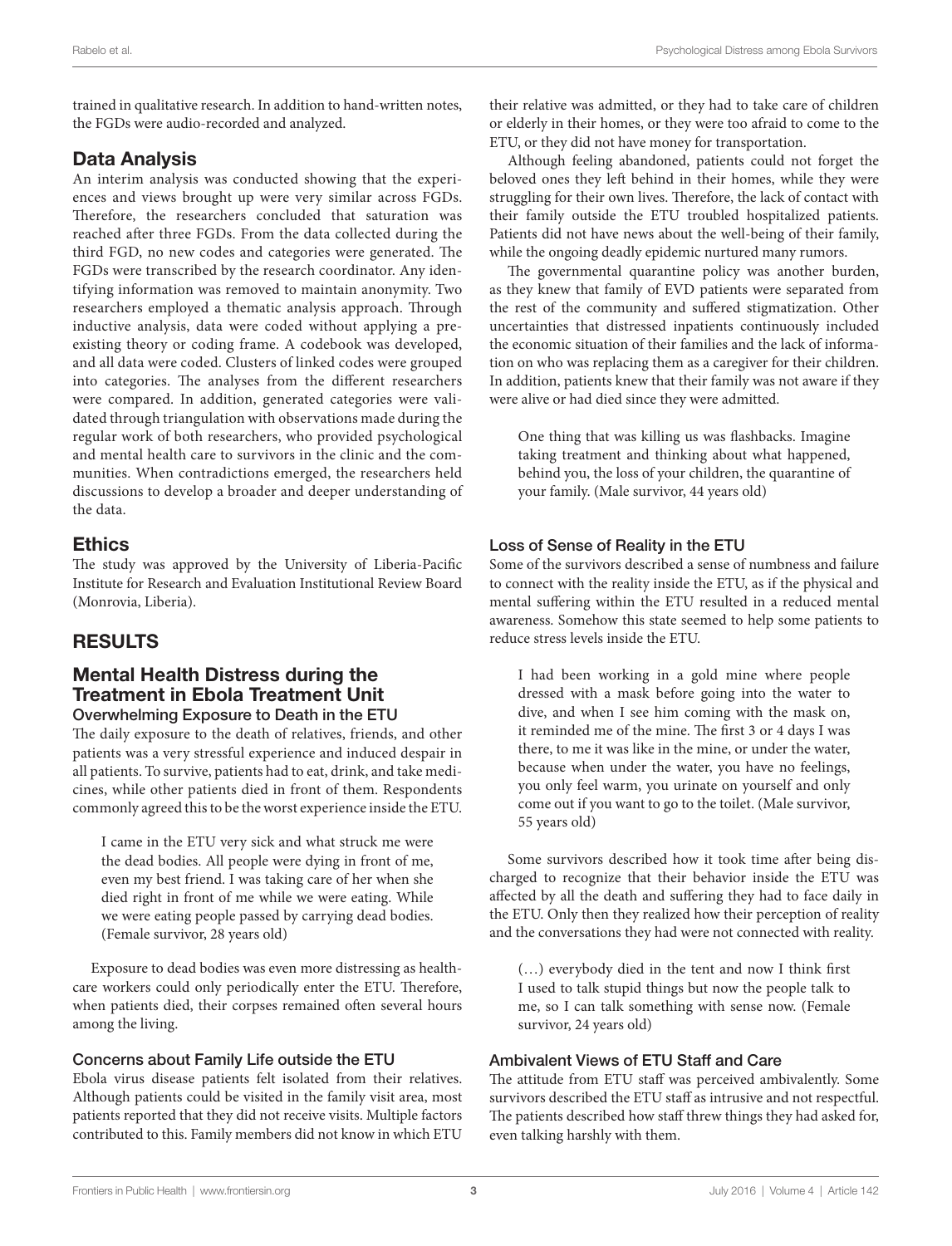trained in qualitative research. In addition to hand-written notes, the FGDs were audio-recorded and analyzed.

## Data Analysis

An interim analysis was conducted showing that the experiences and views brought up were very similar across FGDs. Therefore, the researchers concluded that saturation was reached after three FGDs. From the data collected during the third FGD, no new codes and categories were generated. The FGDs were transcribed by the research coordinator. Any identifying information was removed to maintain anonymity. Two researchers employed a thematic analysis approach. Through inductive analysis, data were coded without applying a preexisting theory or coding frame. A codebook was developed, and all data were coded. Clusters of linked codes were grouped into categories. The analyses from the different researchers were compared. In addition, generated categories were validated through triangulation with observations made during the regular work of both researchers, who provided psychological and mental health care to survivors in the clinic and the communities. When contradictions emerged, the researchers held discussions to develop a broader and deeper understanding of the data.

## Ethics

The study was approved by the University of Liberia-Pacific Institute for Research and Evaluation Institutional Review Board (Monrovia, Liberia).

# RESULTS

## Mental Health Distress during the Treatment in Ebola Treatment Unit

### Overwhelming Exposure to Death in the ETU

The daily exposure to the death of relatives, friends, and other patients was a very stressful experience and induced despair in all patients. To survive, patients had to eat, drink, and take medicines, while other patients died in front of them. Respondents commonly agreed this to be the worst experience inside the ETU.

> I came in the ETU very sick and what struck me were the dead bodies. All people were dying in front of me, even my best friend. I was taking care of her when she died right in front of me while we were eating. While we were eating people passed by carrying dead bodies. (Female survivor, 28 years old)

Exposure to dead bodies was even more distressing as healthcare workers could only periodically enter the ETU. Therefore, when patients died, their corpses remained often several hours among the living.

### Concerns about Family Life outside the ETU

Ebola virus disease patients felt isolated from their relatives. Although patients could be visited in the family visit area, most patients reported that they did not receive visits. Multiple factors contributed to this. Family members did not know in which ETU their relative was admitted, or they had to take care of children or elderly in their homes, or they were too afraid to come to the ETU, or they did not have money for transportation.

Although feeling abandoned, patients could not forget the beloved ones they left behind in their homes, while they were struggling for their own lives. Therefore, the lack of contact with their family outside the ETU troubled hospitalized patients. Patients did not have news about the well-being of their family, while the ongoing deadly epidemic nurtured many rumors.

The governmental quarantine policy was another burden, as they knew that family of EVD patients were separated from the rest of the community and suffered stigmatization. Other uncertainties that distressed inpatients continuously included the economic situation of their families and the lack of information on who was replacing them as a caregiver for their children. In addition, patients knew that their family was not aware if they were alive or had died since they were admitted.

> One thing that was killing us was flashbacks. Imagine taking treatment and thinking about what happened, behind you, the loss of your children, the quarantine of your family. (Male survivor, 44 years old)

### Loss of Sense of Reality in the ETU

Some of the survivors described a sense of numbness and failure to connect with the reality inside the ETU, as if the physical and mental suffering within the ETU resulted in a reduced mental awareness. Somehow this state seemed to help some patients to reduce stress levels inside the ETU.

> I had been working in a gold mine where people dressed with a mask before going into the water to dive, and when I see him coming with the mask on, it reminded me of the mine. The first 3 or 4 days I was there, to me it was like in the mine, or under the water, because when under the water, you have no feelings, you only feel warm, you urinate on yourself and only come out if you want to go to the toilet. (Male survivor, 55 years old)

Some survivors described how it took time after being discharged to recognize that their behavior inside the ETU was affected by all the death and suffering they had to face daily in the ETU. Only then they realized how their perception of reality and the conversations they had were not connected with reality.

> (…) everybody died in the tent and now I think first I used to talk stupid things but now the people talk to me, so I can talk something with sense now. (Female survivor, 24 years old)

### Ambivalent Views of ETU Staff and Care

The attitude from ETU staff was perceived ambivalently. Some survivors described the ETU staff as intrusive and not respectful. The patients described how staff threw things they had asked for, even talking harshly with them.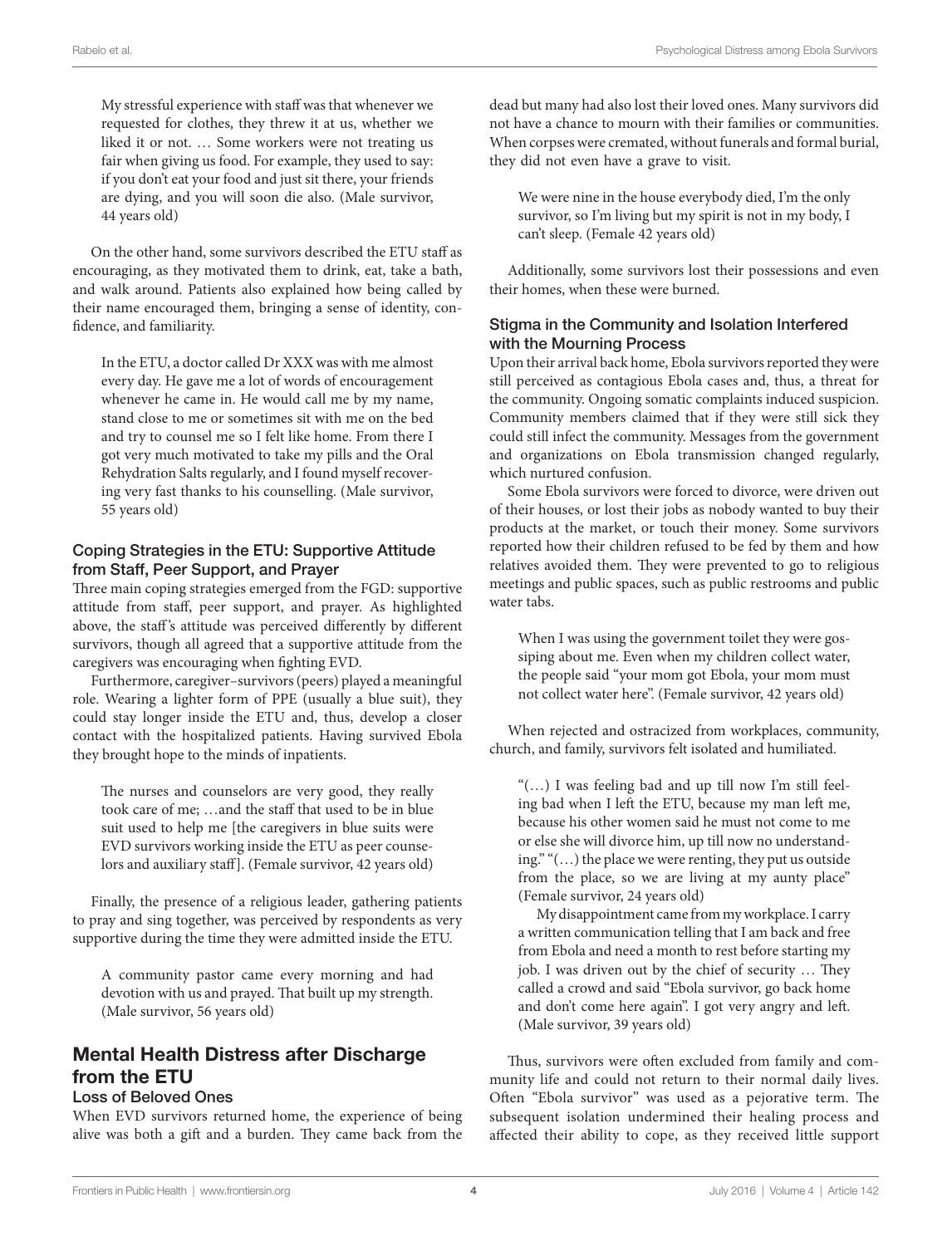My stressful experience with staff was that whenever we requested for clothes, they threw it at us, whether we liked it or not. … Some workers were not treating us fair when giving us food. For example, they used to say: if you don't eat your food and just sit there, your friends are dying, and you will soon die also. (Male survivor, 44 years old)

On the other hand, some survivors described the ETU staff as encouraging, as they motivated them to drink, eat, take a bath, and walk around. Patients also explained how being called by their name encouraged them, bringing a sense of identity, confidence, and familiarity.

In the ETU, a doctor called Dr XXX was with me almost every day. He gave me a lot of words of encouragement whenever he came in. He would call me by my name, stand close to me or sometimes sit with me on the bed and try to counsel me so I felt like home. From there I got very much motivated to take my pills and the Oral Rehydration Salts regularly, and I found myself recovering very fast thanks to his counselling. (Male survivor, 55 years old)

### Coping Strategies in the ETU: Supportive Attitude from Staff, Peer Support, and Prayer

Three main coping strategies emerged from the FGD: supportive attitude from staff, peer support, and prayer. As highlighted above, the staff's attitude was perceived differently by different survivors, though all agreed that a supportive attitude from the caregivers was encouraging when fighting EVD.

Furthermore, caregiver–survivors (peers) played a meaningful role. Wearing a lighter form of PPE (usually a blue suit), they could stay longer inside the ETU and, thus, develop a closer contact with the hospitalized patients. Having survived Ebola they brought hope to the minds of inpatients.

The nurses and counselors are very good, they really took care of me; …and the staff that used to be in blue suit used to help me [the caregivers in blue suits were EVD survivors working inside the ETU as peer counselors and auxiliary staff]. (Female survivor, 42 years old)

Finally, the presence of a religious leader, gathering patients to pray and sing together, was perceived by respondents as very supportive during the time they were admitted inside the ETU.

A community pastor came every morning and had devotion with us and prayed. That built up my strength. (Male survivor, 56 years old)

## Mental Health Distress after Discharge from the ETU

### Loss of Beloved Ones

When EVD survivors returned home, the experience of being alive was both a gift and a burden. They came back from the dead but many had also lost their loved ones. Many survivors did not have a chance to mourn with their families or communities. When corpses were cremated, without funerals and formal burial, they did not even have a grave to visit.

We were nine in the house everybody died, I'm the only survivor, so I'm living but my spirit is not in my body, I can't sleep. (Female 42 years old)

Additionally, some survivors lost their possessions and even their homes, when these were burned.

### Stigma in the Community and Isolation Interfered with the Mourning Process

Upon their arrival back home, Ebola survivors reported they were still perceived as contagious Ebola cases and, thus, a threat for the community. Ongoing somatic complaints induced suspicion. Community members claimed that if they were still sick they could still infect the community. Messages from the government and organizations on Ebola transmission changed regularly, which nurtured confusion.

Some Ebola survivors were forced to divorce, were driven out of their houses, or lost their jobs as nobody wanted to buy their products at the market, or touch their money. Some survivors reported how their children refused to be fed by them and how relatives avoided them. They were prevented to go to religious meetings and public spaces, such as public restrooms and public water tabs.

When I was using the government toilet they were gossiping about me. Even when my children collect water, the people said "your mom got Ebola, your mom must not collect water here". (Female survivor, 42 years old)

When rejected and ostracized from workplaces, community, church, and family, survivors felt isolated and humiliated.

"(…) I was feeling bad and up till now I'm still feeling bad when I left the ETU, because my man left me, because his other women said he must not come to me or else she will divorce him, up till now no understanding." "(…) the place we were renting, they put us outside from the place, so we are living at my aunty place" (Female survivor, 24 years old)

My disappointment came from my workplace. I carry a written communication telling that I am back and free from Ebola and need a month to rest before starting my job. I was driven out by the chief of security … They called a crowd and said "Ebola survivor, go back home and don't come here again". I got very angry and left. (Male survivor, 39 years old)

Thus, survivors were often excluded from family and community life and could not return to their normal daily lives. Often "Ebola survivor" was used as a pejorative term. The subsequent isolation undermined their healing process and affected their ability to cope, as they received little support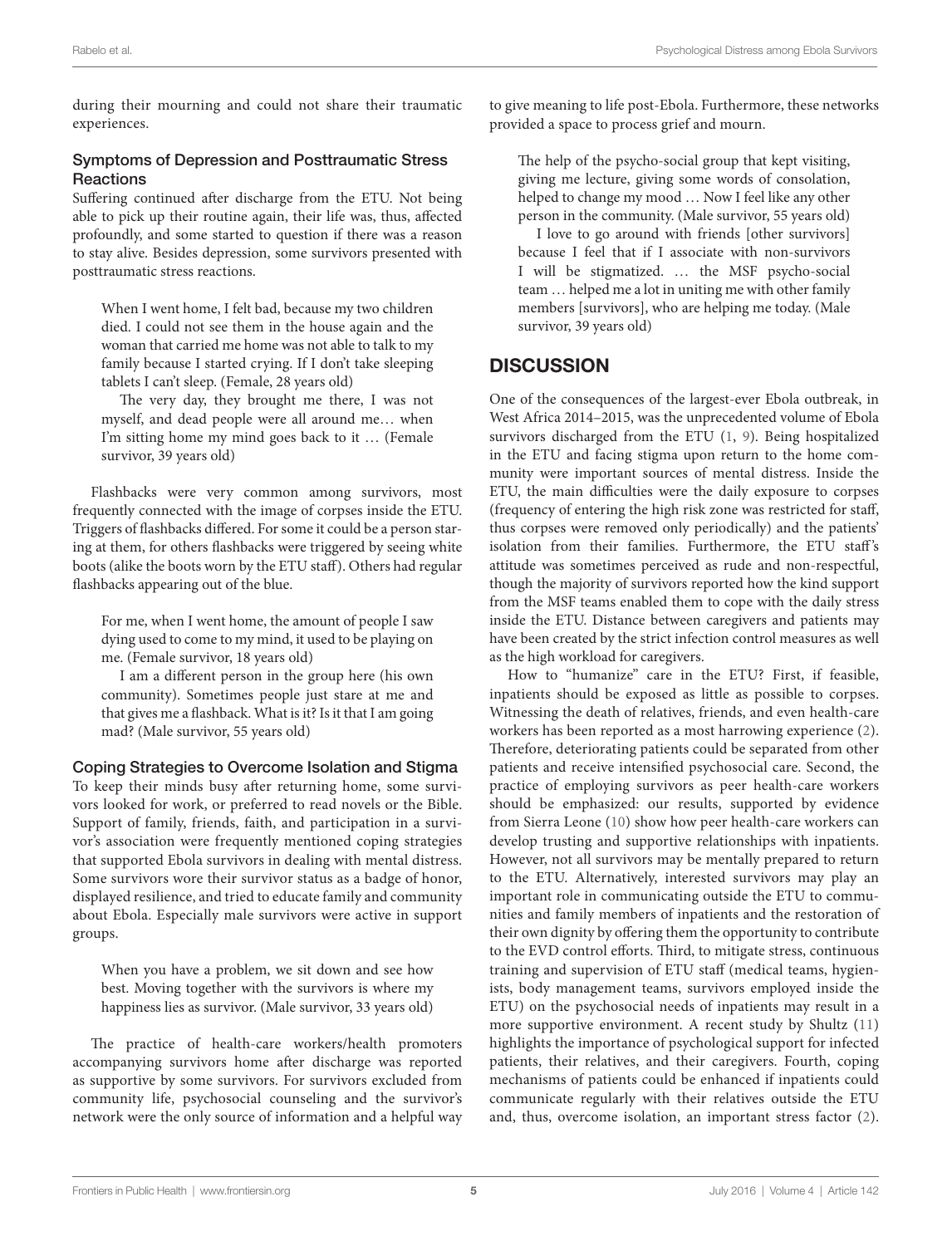during their mourning and could not share their traumatic experiences.

### Symptoms of Depression and Posttraumatic Stress Reactions

Suffering continued after discharge from the ETU. Not being able to pick up their routine again, their life was, thus, affected profoundly, and some started to question if there was a reason to stay alive. Besides depression, some survivors presented with posttraumatic stress reactions.

> When I went home, I felt bad, because my two children died. I could not see them in the house again and the woman that carried me home was not able to talk to my family because I started crying. If I don't take sleeping tablets I can't sleep. (Female, 28 years old)
>
> The very day, they brought me there, I was not myself, and dead people were all around me… when I'm sitting home my mind goes back to it … (Female survivor, 39 years old)

Flashbacks were very common among survivors, most frequently connected with the image of corpses inside the ETU. Triggers of flashbacks differed. For some it could be a person staring at them, for others flashbacks were triggered by seeing white boots (alike the boots worn by the ETU staff). Others had regular flashbacks appearing out of the blue.

> For me, when I went home, the amount of people I saw dying used to come to my mind, it used to be playing on me. (Female survivor, 18 years old)
>
> I am a different person in the group here (his own community). Sometimes people just stare at me and that gives me a flashback. What is it? Is it that I am going mad? (Male survivor, 55 years old)

### Coping Strategies to Overcome Isolation and Stigma

To keep their minds busy after returning home, some survivors looked for work, or preferred to read novels or the Bible. Support of family, friends, faith, and participation in a survivor's association were frequently mentioned coping strategies that supported Ebola survivors in dealing with mental distress. Some survivors wore their survivor status as a badge of honor, displayed resilience, and tried to educate family and community about Ebola. Especially male survivors were active in support groups.

> When you have a problem, we sit down and see how best. Moving together with the survivors is where my happiness lies as survivor. (Male survivor, 33 years old)

The practice of health-care workers/health promoters accompanying survivors home after discharge was reported as supportive by some survivors. For survivors excluded from community life, psychosocial counseling and the survivor's network were the only source of information and a helpful way to give meaning to life post-Ebola. Furthermore, these networks provided a space to process grief and mourn.

> The help of the psycho-social group that kept visiting, giving me lecture, giving some words of consolation, helped to change my mood … Now I feel like any other person in the community. (Male survivor, 55 years old)
>
> I love to go around with friends [other survivors] because I feel that if I associate with non-survivors I will be stigmatized. … the MSF psycho-social team … helped me a lot in uniting me with other family members [survivors], who are helping me today. (Male survivor, 39 years old)

## DISCUSSION

One of the consequences of the largest-ever Ebola outbreak, in West Africa 2014–2015, was the unprecedented volume of Ebola survivors discharged from the ETU (1, 9). Being hospitalized in the ETU and facing stigma upon return to the home community were important sources of mental distress. Inside the ETU, the main difficulties were the daily exposure to corpses (frequency of entering the high risk zone was restricted for staff, thus corpses were removed only periodically) and the patients' isolation from their families. Furthermore, the ETU staff's attitude was sometimes perceived as rude and non-respectful, though the majority of survivors reported how the kind support from the MSF teams enabled them to cope with the daily stress inside the ETU. Distance between caregivers and patients may have been created by the strict infection control measures as well as the high workload for caregivers.

How to "humanize" care in the ETU? First, if feasible, inpatients should be exposed as little as possible to corpses. Witnessing the death of relatives, friends, and even health-care workers has been reported as a most harrowing experience (2). Therefore, deteriorating patients could be separated from other patients and receive intensified psychosocial care. Second, the practice of employing survivors as peer health-care workers should be emphasized: our results, supported by evidence from Sierra Leone (10) show how peer health-care workers can develop trusting and supportive relationships with inpatients. However, not all survivors may be mentally prepared to return to the ETU. Alternatively, interested survivors may play an important role in communicating outside the ETU to communities and family members of inpatients and the restoration of their own dignity by offering them the opportunity to contribute to the EVD control efforts. Third, to mitigate stress, continuous training and supervision of ETU staff (medical teams, hygienists, body management teams, survivors employed inside the ETU) on the psychosocial needs of inpatients may result in a more supportive environment. A recent study by Shultz (11) highlights the importance of psychological support for infected patients, their relatives, and their caregivers. Fourth, coping mechanisms of patients could be enhanced if inpatients could communicate regularly with their relatives outside the ETU and, thus, overcome isolation, an important stress factor (2).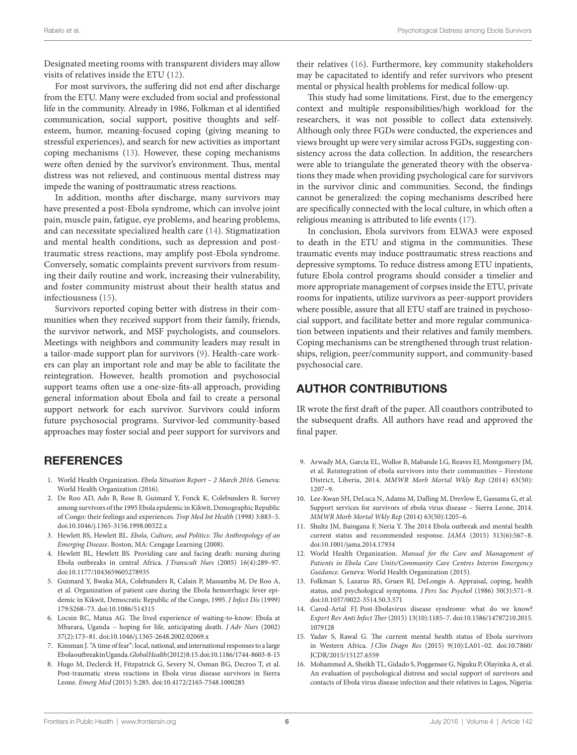Designated meeting rooms with transparent dividers may allow visits of relatives inside the ETU (12).

For most survivors, the suffering did not end after discharge from the ETU. Many were excluded from social and professional life in the community. Already in 1986, Folkman et al identified communication, social support, positive thoughts and self-esteem, humor, meaning-focused coping (giving meaning to stressful experiences), and search for new activities as important coping mechanisms (13). However, these coping mechanisms were often denied by the survivor's environment. Thus, mental distress was not relieved, and continuous mental distress may impede the waning of posttraumatic stress reactions.

In addition, months after discharge, many survivors may have presented a post-Ebola syndrome, which can involve joint pain, muscle pain, fatigue, eye problems, and hearing problems, and can necessitate specialized health care (14). Stigmatization and mental health conditions, such as depression and post-traumatic stress reactions, may amplify post-Ebola syndrome. Conversely, somatic complaints prevent survivors from resuming their daily routine and work, increasing their vulnerability, and foster community mistrust about their health status and infectiousness (15).

Survivors reported coping better with distress in their communities when they received support from their family, friends, the survivor network, and MSF psychologists, and counselors. Meetings with neighbors and community leaders may result in a tailor-made support plan for survivors (9). Health-care workers can play an important role and may be able to facilitate the reintegration. However, health promotion and psychosocial support teams often use a one-size-fits-all approach, providing general information about Ebola and fail to create a personal support network for each survivor. Survivors could inform future psychosocial programs. Survivor-led community-based approaches may foster social and peer support for survivors and their relatives (16). Furthermore, key community stakeholders may be capacitated to identify and refer survivors who present mental or physical health problems for medical follow-up.

This study had some limitations. First, due to the emergency context and multiple responsibilities/high workload for the researchers, it was not possible to collect data extensively. Although only three FGDs were conducted, the experiences and views brought up were very similar across FGDs, suggesting consistency across the data collection. In addition, the researchers were able to triangulate the generated theory with the observations they made when providing psychological care for survivors in the survivor clinic and communities. Second, the findings cannot be generalized: the coping mechanisms described here are specifically connected with the local culture, in which often a religious meaning is attributed to life events (17).

In conclusion, Ebola survivors from ELWA3 were exposed to death in the ETU and stigma in the communities. These traumatic events may induce posttraumatic stress reactions and depressive symptoms. To reduce distress among ETU inpatients, future Ebola control programs should consider a timelier and more appropriate management of corpses inside the ETU, private rooms for inpatients, utilize survivors as peer-support providers where possible, assure that all ETU staff are trained in psychosocial support, and facilitate better and more regular communication between inpatients and their relatives and family members. Coping mechanisms can be strengthened through trust relationships, religion, peer/community support, and community-based psychosocial care.

## AUTHOR CONTRIBUTIONS

IR wrote the first draft of the paper. All coauthors contributed to the subsequent drafts. All authors have read and approved the final paper.

## REFERENCES

1. World Health Organization. *Ebola Situation Report – 2 March 2016*. Geneva: World Health Organization (2016).
2. De Roo AD, Ado B, Rose B, Guimard Y, Fonck K, Colebunders R. Survey among survivors of the 1995 Ebola epidemic in Kikwit, Demographic Republic of Congo: their feelings and experiences. *Trop Med Int Health* (1998) 3:883–5. doi:10.1046/j.1365-3156.1998.00322.x
3. Hewlett BS, Hewlett BL. *Ebola, Culture, and Politics: The Anthropology of an Emerging Disease*. Boston, MA: Cengage Learning (2008).
4. Hewlett BL, Hewlett BS. Providing care and facing death: nursing during Ebola outbreaks in central Africa. *J Transcult Nurs* (2005) 16(4):289–97. doi:10.1177/1043659605278935
5. Guimard Y, Bwaka MA, Colebunders R, Calain P, Massamba M, De Roo A, et al. Organization of patient care during the Ebola hemorrhagic fever epidemic in Kikwit, Democratic Republic of the Congo, 1995. *J Infect Dis* (1999) 179:S268–73. doi:10.1086/514315
6. Locsin RC, Matua AG. The lived experience of waiting-to-know: Ebola at Mbarara, Uganda – hoping for life, anticipating death. *J Adv Nurs* (2002) 37(2):173–81. doi:10.1046/j.1365-2648.2002.02069.x
7. Kinsman J. "A time of fear": local, national, and international responses to a large Ebola outbreak in Uganda. *Global Health* (2012) 8:15. doi:10.1186/1744-8603-8-15
8. Hugo M, Declerck H, Fitzpatrick G, Severy N, Osman BG, Decroo T, et al. Post-traumatic stress reactions in Ebola virus disease survivors in Sierra Leone. *Emerg Med* (2015) 5:285. doi:10.4172/2165-7548.1000285
9. Arwady MA, Garcia EL, Wollor B, Mabande LG, Reaves EJ, Montgomery JM, et al. Reintegration of ebola survivors into their communities – Firestone District, Liberia, 2014. *MMWR Morb Mortal Wkly Rep* (2014) 63(50): 1207–9.
10. Lee-Kwan SH, DeLuca N, Adams M, Dalling M, Drevlow E, Gassama G, et al. Support services for survivors of ebola virus disease – Sierra Leone, 2014. *MMWR Morb Mortal Wkly Rep* (2014) 63(50):1205–6.
11. Shultz JM, Baingana F, Neria Y. The 2014 Ebola outbreak and mental health current status and recommended response. *JAMA* (2015) 313(6):567–8. doi:10.1001/jama.2014.17934
12. World Health Organization. *Manual for the Care and Management of Patients in Ebola Care Units/Community Care Centres Interim Emergency Guidance*. Geneva: World Health Organization (2015).
13. Folkman S, Lazarus RS, Gruen RJ, DeLongis A. Appraisal, coping, health status, and psychological symptoms. *J Pers Soc Psychol* (1986) 50(3):571–9. doi:10.1037/0022-3514.50.3.571
14. Carod-Artal FJ. Post-Ebolavirus disease syndrome: what do we know? *Expert Rev Anti Infect Ther* (2015) 13(10):1185–7. doi:10.1586/14787210.2015.1079128
15. Yadav S, Rawal G. The current mental health status of Ebola survivors in Western Africa. *J Clin Diagn Res* (2015) 9(10):LA01–02. doi:10.7860/JCDR/2015/15127.6559
16. Mohammed A, Sheikh TL, Gidado S, Poggensee G, Nguku P, Olayinka A, et al. An evaluation of psychological distress and social support of survivors and contacts of Ebola virus disease infection and their relatives in Lagos, Nigeria: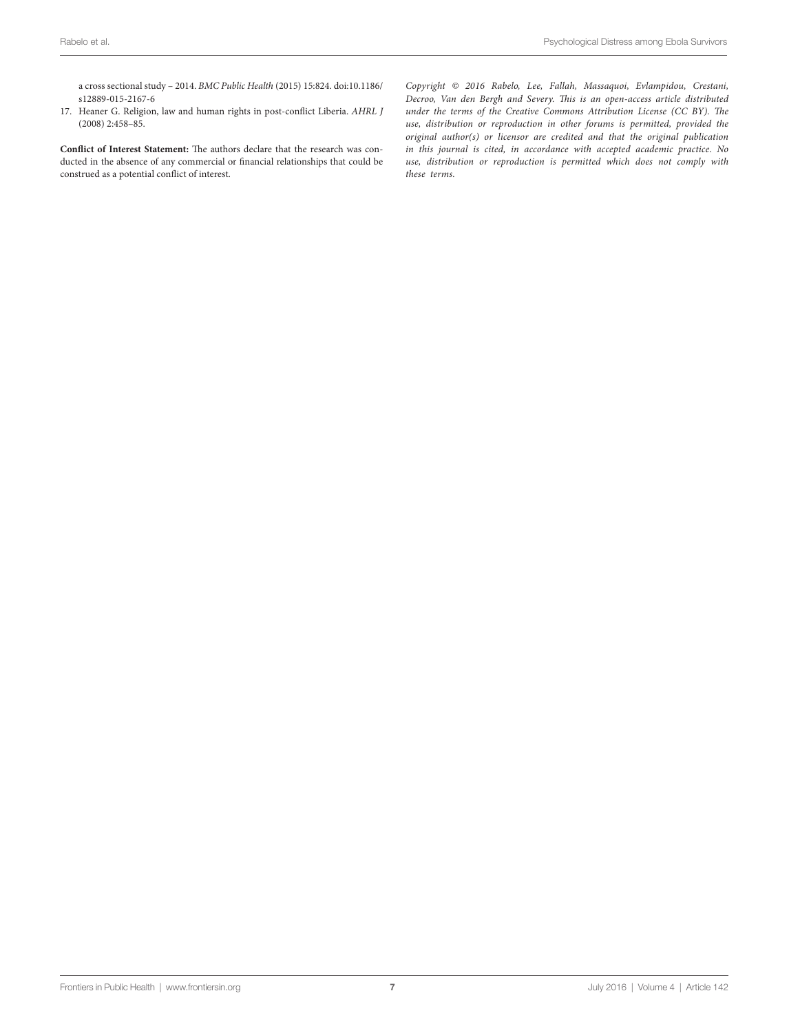a cross sectional study – 2014. *BMC Public Health* (2015) 15:824. doi:10.1186/s12889-015-2167-6

17. Heaner G. Religion, law and human rights in post-conflict Liberia. *AHRL J* (2008) 2:458–85.

**Conflict of Interest Statement:** The authors declare that the research was conducted in the absence of any commercial or financial relationships that could be construed as a potential conflict of interest.

*Copyright © 2016 Rabelo, Lee, Fallah, Massaquoi, Evlampidou, Crestani, Decroo, Van den Bergh and Severy. This is an open-access article distributed under the terms of the Creative Commons Attribution License (CC BY). The use, distribution or reproduction in other forums is permitted, provided the original author(s) or licensor are credited and that the original publication in this journal is cited, in accordance with accepted academic practice. No use, distribution or reproduction is permitted which does not comply with these terms.*